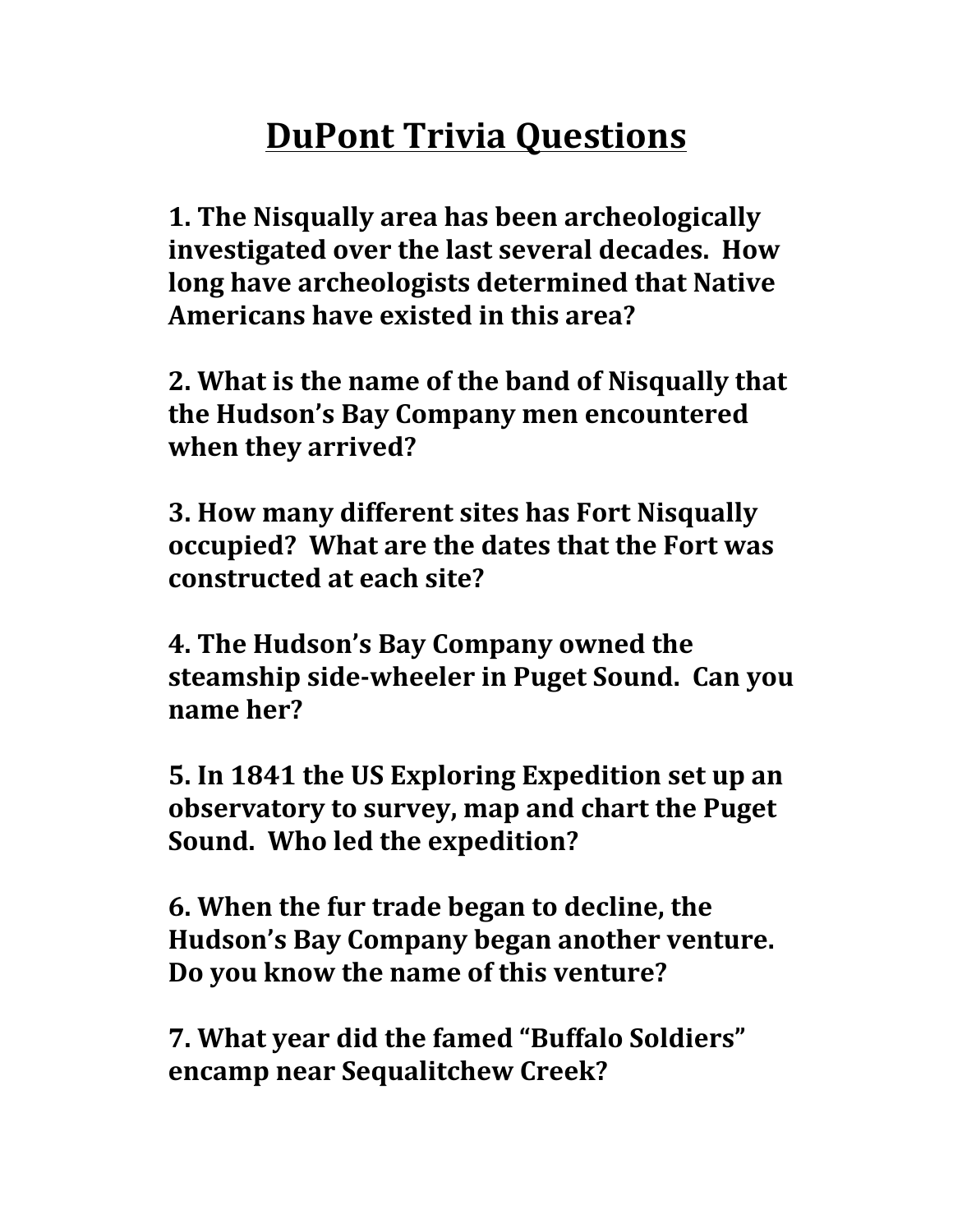# DuPont Trivia Questions

**1. The Nisqually area has been archeologically investigated over the last several decades. How long have archeologists determined that Native Americans have existed in this area?**

**2. What is the name of the band of Nisqually that the Hudson's Bay Company men encountered when they arrived?**

**3. How many different sites has Fort Nisqually occupied? What are the dates that the Fort was constructed at each site?**

**4. The Hudson's Bay Company owned the steamship side-wheeler in Puget Sound. Can you name her?**

**5. In 1841 the US Exploring Expedition set up an observatory to survey, map and chart the Puget Sound. Who led the expedition?**

**6. When the fur trade began to decline, the Hudson's Bay Company began another venture. Do you know the name of this venture?**

**7. What year did the famed "Buffalo Soldiers" encamp near Sequalitchew Creek?**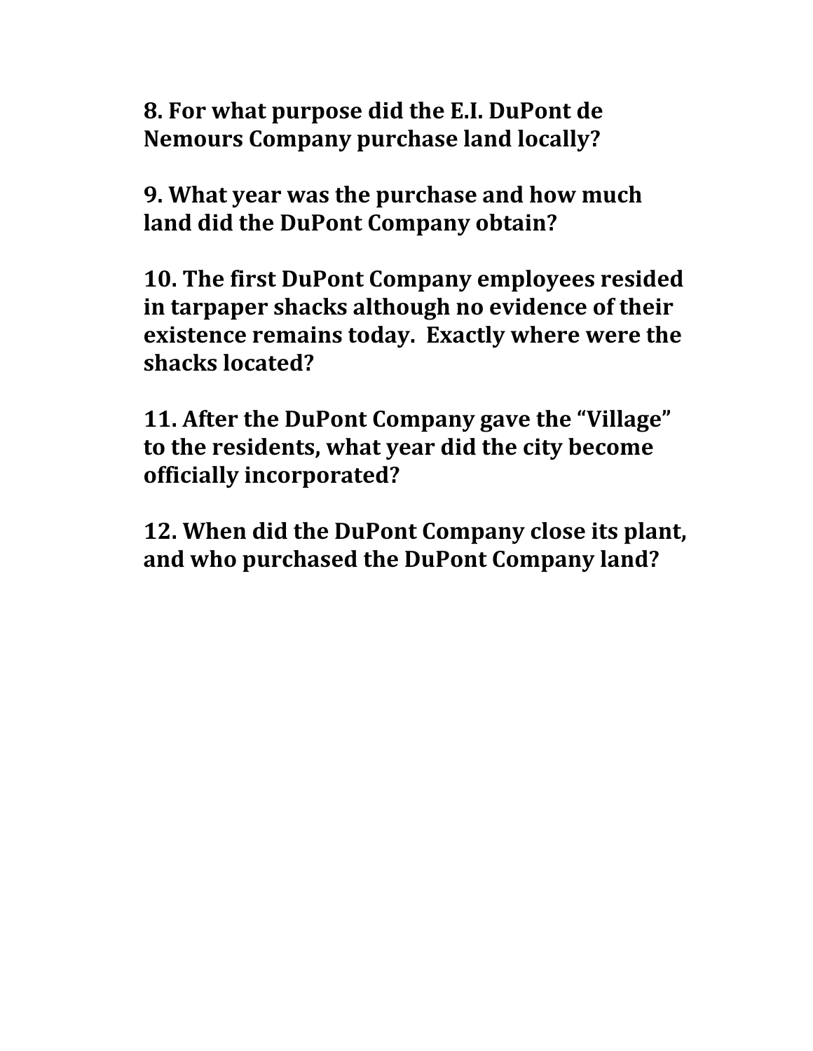**8. For what purpose did the E.I. DuPont de Nemours Company purchase land locally?**

**9. What year was the purchase and how much land did the DuPont Company obtain?**

**10. The first DuPont Company employees resided in tarpaper shacks although no evidence of their existence remains today. Exactly where were the shacks located?**

**11. After the DuPont Company gave the "Village" to the residents, what year did the city become officially incorporated?**

**12. When did the DuPont Company close its plant, and who purchased the DuPont Company land?**